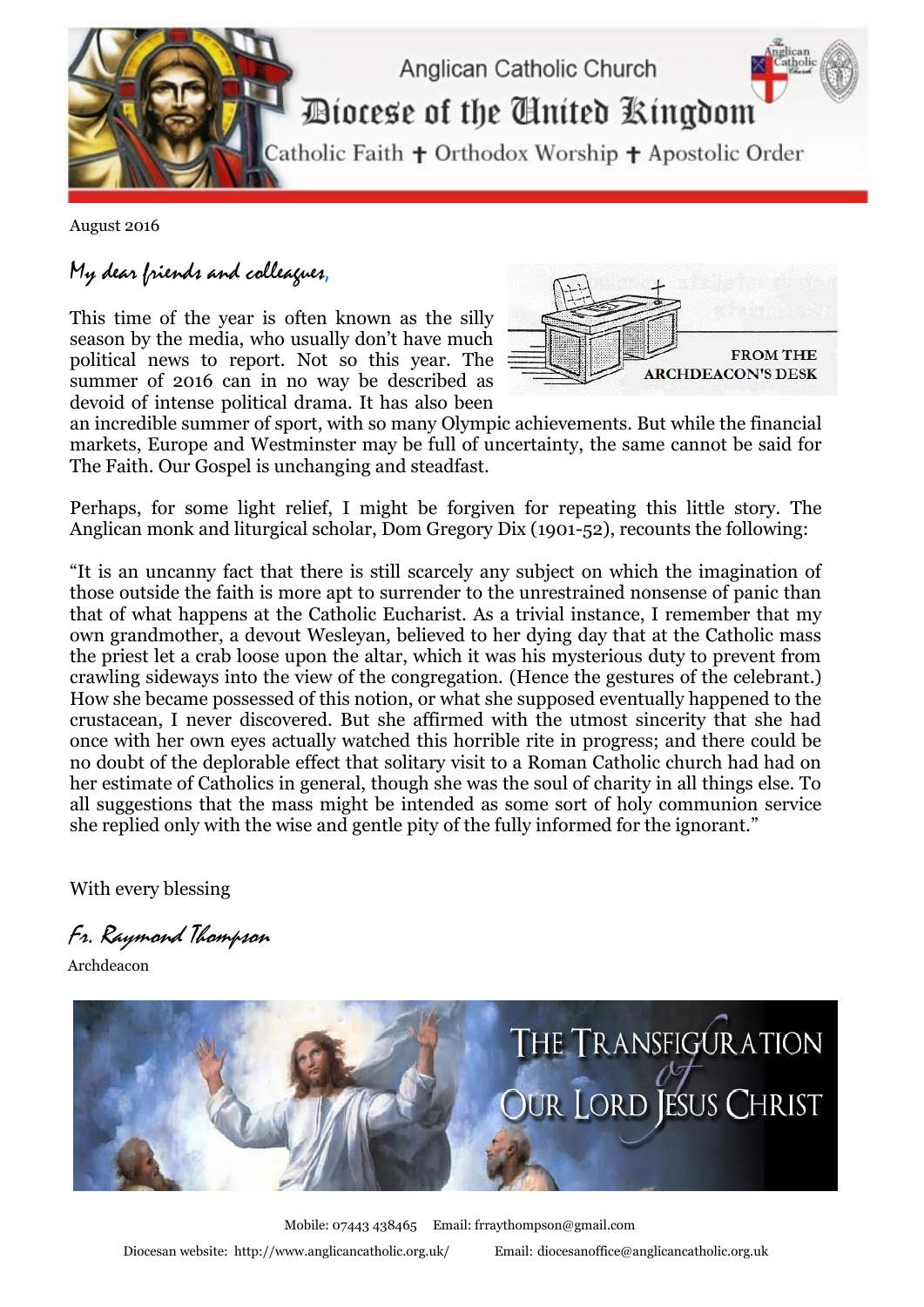# Anglican Catholic Church

## Diocese of the United Kingdom

Catholic Faith ✝ Orthodox Worship ✝ Apostolic Order

August 2016

*My dear friends and colleagues,*

FROM THE ARCHDEACON'S DESK

This time of the year is often known as the silly season by the media, who usually don't have much political news to report. Not so this year. The summer of 2016 can in no way be described as devoid of intense political drama. It has also been an incredible summer of sport, with so many Olympic achievements. But while the financial markets, Europe and Westminster may be full of uncertainty, the same cannot be said for The Faith. Our Gospel is unchanging and steadfast.

Perhaps, for some light relief, I might be forgiven for repeating this little story. The Anglican monk and liturgical scholar, Dom Gregory Dix (1901-52), recounts the following:

"It is an uncanny fact that there is still scarcely any subject on which the imagination of those outside the faith is more apt to surrender to the unrestrained nonsense of panic than that of what happens at the Catholic Eucharist. As a trivial instance, I remember that my own grandmother, a devout Wesleyan, believed to her dying day that at the Catholic mass the priest let a crab loose upon the altar, which it was his mysterious duty to prevent from crawling sideways into the view of the congregation. (Hence the gestures of the celebrant.) How she became possessed of this notion, or what she supposed eventually happened to the crustacean, I never discovered. But she affirmed with the utmost sincerity that she had once with her own eyes actually watched this horrible rite in progress; and there could be no doubt of the deplorable effect that solitary visit to a Roman Catholic church had had on her estimate of Catholics in general, though she was the soul of charity in all things else. To all suggestions that the mass might be intended as some sort of holy communion service she replied only with the wise and gentle pity of the fully informed for the ignorant."

With every blessing

*Fr. Raymond Thompson*

Archdeacon

THE TRANSFIGURATION of OUR LORD JESUS CHRIST

Mobile: 07443 438465 Email: frraythompson@gmail.com

Diocesan website: http://www.anglicancatholic.org.uk/ Email: diocesanoffice@anglicancatholic.org.uk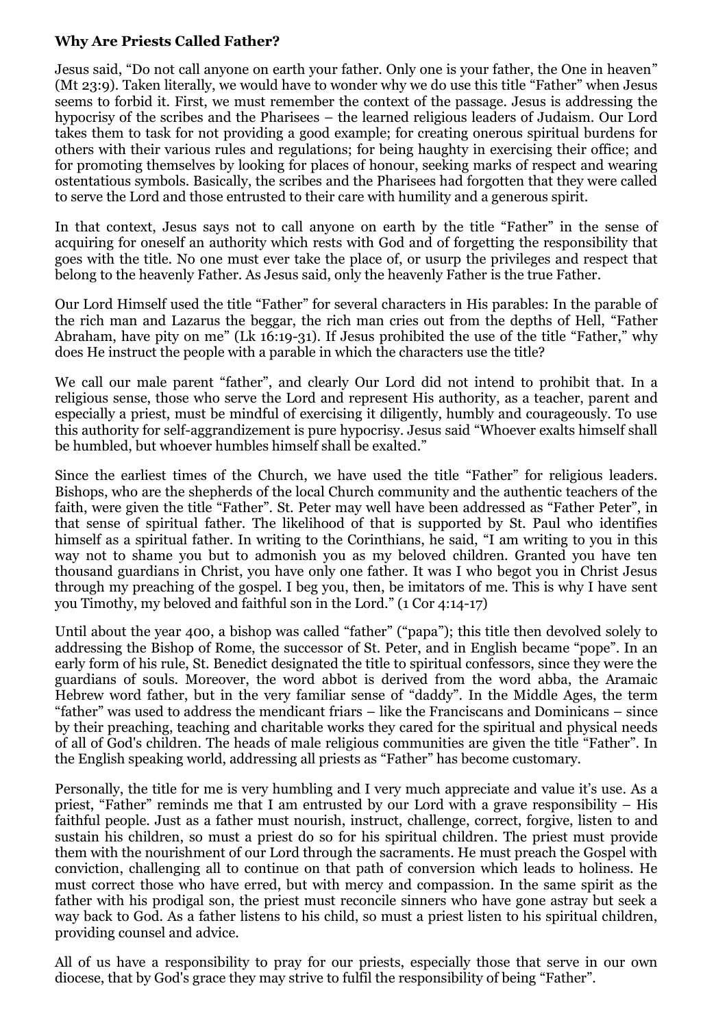**Why Are Priests Called Father?**

Jesus said, "Do not call anyone on earth your father. Only one is your father, the One in heaven" (Mt 23:9). Taken literally, we would have to wonder why we do use this title "Father" when Jesus seems to forbid it. First, we must remember the context of the passage. Jesus is addressing the hypocrisy of the scribes and the Pharisees – the learned religious leaders of Judaism. Our Lord takes them to task for not providing a good example; for creating onerous spiritual burdens for others with their various rules and regulations; for being haughty in exercising their office; and for promoting themselves by looking for places of honour, seeking marks of respect and wearing ostentatious symbols. Basically, the scribes and the Pharisees had forgotten that they were called to serve the Lord and those entrusted to their care with humility and a generous spirit.

In that context, Jesus says not to call anyone on earth by the title "Father" in the sense of acquiring for oneself an authority which rests with God and of forgetting the responsibility that goes with the title. No one must ever take the place of, or usurp the privileges and respect that belong to the heavenly Father. As Jesus said, only the heavenly Father is the true Father.

Our Lord Himself used the title "Father" for several characters in His parables: In the parable of the rich man and Lazarus the beggar, the rich man cries out from the depths of Hell, "Father Abraham, have pity on me" (Lk 16:19-31). If Jesus prohibited the use of the title "Father," why does He instruct the people with a parable in which the characters use the title?

We call our male parent "father", and clearly Our Lord did not intend to prohibit that. In a religious sense, those who serve the Lord and represent His authority, as a teacher, parent and especially a priest, must be mindful of exercising it diligently, humbly and courageously. To use this authority for self-aggrandizement is pure hypocrisy. Jesus said "Whoever exalts himself shall be humbled, but whoever humbles himself shall be exalted."

Since the earliest times of the Church, we have used the title "Father" for religious leaders. Bishops, who are the shepherds of the local Church community and the authentic teachers of the faith, were given the title "Father". St. Peter may well have been addressed as "Father Peter", in that sense of spiritual father. The likelihood of that is supported by St. Paul who identifies himself as a spiritual father. In writing to the Corinthians, he said, "I am writing to you in this way not to shame you but to admonish you as my beloved children. Granted you have ten thousand guardians in Christ, you have only one father. It was I who begot you in Christ Jesus through my preaching of the gospel. I beg you, then, be imitators of me. This is why I have sent you Timothy, my beloved and faithful son in the Lord." (1 Cor 4:14-17)

Until about the year 400, a bishop was called "father" ("papa"); this title then devolved solely to addressing the Bishop of Rome, the successor of St. Peter, and in English became "pope". In an early form of his rule, St. Benedict designated the title to spiritual confessors, since they were the guardians of souls. Moreover, the word abbot is derived from the word abba, the Aramaic Hebrew word father, but in the very familiar sense of "daddy". In the Middle Ages, the term "father" was used to address the mendicant friars – like the Franciscans and Dominicans – since by their preaching, teaching and charitable works they cared for the spiritual and physical needs of all of God's children. The heads of male religious communities are given the title "Father". In the English speaking world, addressing all priests as "Father" has become customary.

Personally, the title for me is very humbling and I very much appreciate and value it's use. As a priest, "Father" reminds me that I am entrusted by our Lord with a grave responsibility – His faithful people. Just as a father must nourish, instruct, challenge, correct, forgive, listen to and sustain his children, so must a priest do so for his spiritual children. The priest must provide them with the nourishment of our Lord through the sacraments. He must preach the Gospel with conviction, challenging all to continue on that path of conversion which leads to holiness. He must correct those who have erred, but with mercy and compassion. In the same spirit as the father with his prodigal son, the priest must reconcile sinners who have gone astray but seek a way back to God. As a father listens to his child, so must a priest listen to his spiritual children, providing counsel and advice.

All of us have a responsibility to pray for our priests, especially those that serve in our own diocese, that by God's grace they may strive to fulfil the responsibility of being "Father".